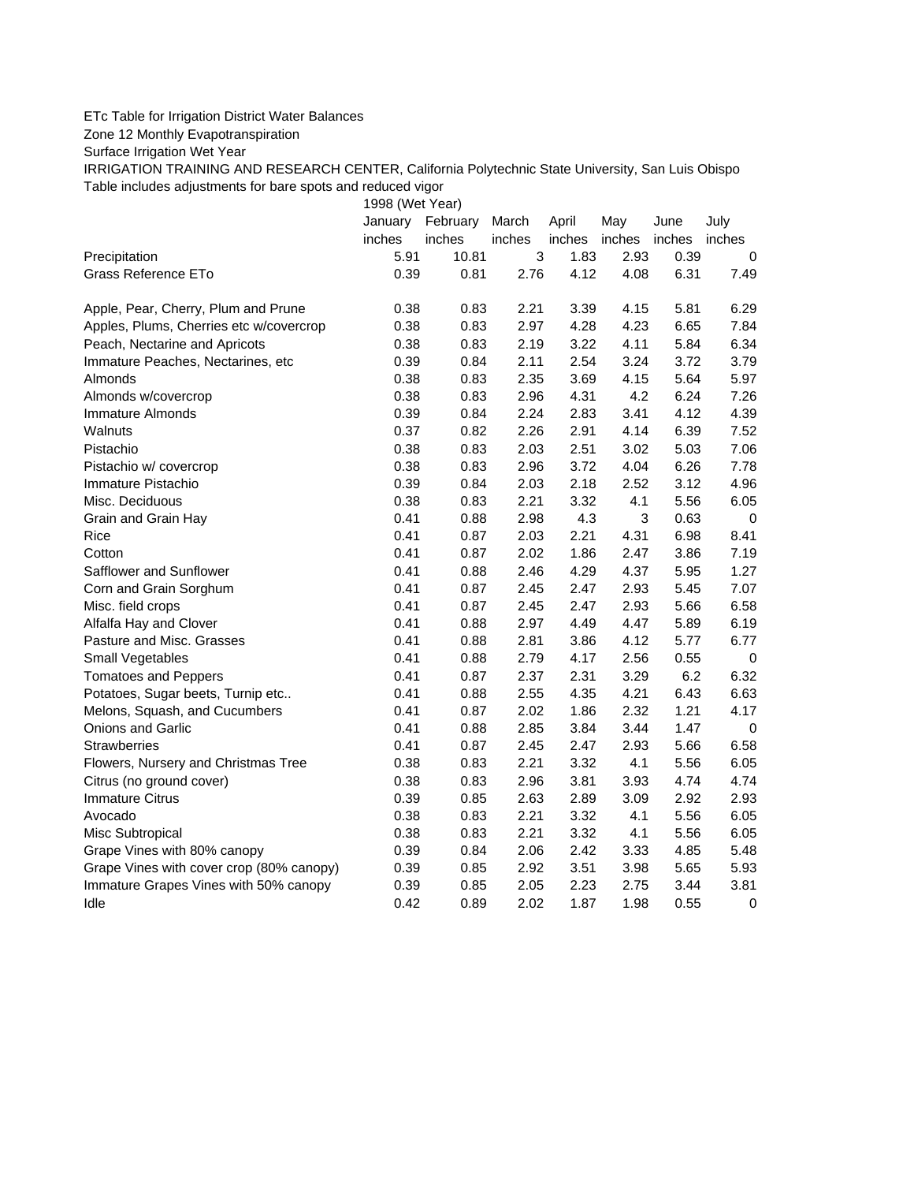ETc Table for Irrigation District Water Balances

Zone 12 Monthly Evapotranspiration

Surface Irrigation Wet Year

IRRIGATION TRAINING AND RESEARCH CENTER, California Polytechnic State University, San Luis Obispo

Table includes adjustments for bare spots and reduced vigor

| | 1998 (Wet Year) | | | | | | |
|---|---|---|---|---|---|---|---|
| | January | February | March | April | May | June | July |
| | inches | inches | inches | inches | inches | inches | inches |
| Precipitation | 5.91 | 10.81 | 3 | 1.83 | 2.93 | 0.39 | 0 |
| Grass Reference ETo | 0.39 | 0.81 | 2.76 | 4.12 | 4.08 | 6.31 | 7.49 |
| | | | | | | | |
| Apple, Pear, Cherry, Plum and Prune | 0.38 | 0.83 | 2.21 | 3.39 | 4.15 | 5.81 | 6.29 |
| Apples, Plums, Cherries etc w/covercrop | 0.38 | 0.83 | 2.97 | 4.28 | 4.23 | 6.65 | 7.84 |
| Peach, Nectarine and Apricots | 0.38 | 0.83 | 2.19 | 3.22 | 4.11 | 5.84 | 6.34 |
| Immature Peaches, Nectarines, etc | 0.39 | 0.84 | 2.11 | 2.54 | 3.24 | 3.72 | 3.79 |
| Almonds | 0.38 | 0.83 | 2.35 | 3.69 | 4.15 | 5.64 | 5.97 |
| Almonds w/covercrop | 0.38 | 0.83 | 2.96 | 4.31 | 4.2 | 6.24 | 7.26 |
| Immature Almonds | 0.39 | 0.84 | 2.24 | 2.83 | 3.41 | 4.12 | 4.39 |
| Walnuts | 0.37 | 0.82 | 2.26 | 2.91 | 4.14 | 6.39 | 7.52 |
| Pistachio | 0.38 | 0.83 | 2.03 | 2.51 | 3.02 | 5.03 | 7.06 |
| Pistachio w/ covercrop | 0.38 | 0.83 | 2.96 | 3.72 | 4.04 | 6.26 | 7.78 |
| Immature Pistachio | 0.39 | 0.84 | 2.03 | 2.18 | 2.52 | 3.12 | 4.96 |
| Misc. Deciduous | 0.38 | 0.83 | 2.21 | 3.32 | 4.1 | 5.56 | 6.05 |
| Grain and Grain Hay | 0.41 | 0.88 | 2.98 | 4.3 | 3 | 0.63 | 0 |
| Rice | 0.41 | 0.87 | 2.03 | 2.21 | 4.31 | 6.98 | 8.41 |
| Cotton | 0.41 | 0.87 | 2.02 | 1.86 | 2.47 | 3.86 | 7.19 |
| Safflower and Sunflower | 0.41 | 0.88 | 2.46 | 4.29 | 4.37 | 5.95 | 1.27 |
| Corn and Grain Sorghum | 0.41 | 0.87 | 2.45 | 2.47 | 2.93 | 5.45 | 7.07 |
| Misc. field crops | 0.41 | 0.87 | 2.45 | 2.47 | 2.93 | 5.66 | 6.58 |
| Alfalfa Hay and Clover | 0.41 | 0.88 | 2.97 | 4.49 | 4.47 | 5.89 | 6.19 |
| Pasture and Misc. Grasses | 0.41 | 0.88 | 2.81 | 3.86 | 4.12 | 5.77 | 6.77 |
| Small Vegetables | 0.41 | 0.88 | 2.79 | 4.17 | 2.56 | 0.55 | 0 |
| Tomatoes and Peppers | 0.41 | 0.87 | 2.37 | 2.31 | 3.29 | 6.2 | 6.32 |
| Potatoes, Sugar beets, Turnip etc.. | 0.41 | 0.88 | 2.55 | 4.35 | 4.21 | 6.43 | 6.63 |
| Melons, Squash, and Cucumbers | 0.41 | 0.87 | 2.02 | 1.86 | 2.32 | 1.21 | 4.17 |
| Onions and Garlic | 0.41 | 0.88 | 2.85 | 3.84 | 3.44 | 1.47 | 0 |
| Strawberries | 0.41 | 0.87 | 2.45 | 2.47 | 2.93 | 5.66 | 6.58 |
| Flowers, Nursery and Christmas Tree | 0.38 | 0.83 | 2.21 | 3.32 | 4.1 | 5.56 | 6.05 |
| Citrus (no ground cover) | 0.38 | 0.83 | 2.96 | 3.81 | 3.93 | 4.74 | 4.74 |
| Immature Citrus | 0.39 | 0.85 | 2.63 | 2.89 | 3.09 | 2.92 | 2.93 |
| Avocado | 0.38 | 0.83 | 2.21 | 3.32 | 4.1 | 5.56 | 6.05 |
| Misc Subtropical | 0.38 | 0.83 | 2.21 | 3.32 | 4.1 | 5.56 | 6.05 |
| Grape Vines with 80% canopy | 0.39 | 0.84 | 2.06 | 2.42 | 3.33 | 4.85 | 5.48 |
| Grape Vines with cover crop (80% canopy) | 0.39 | 0.85 | 2.92 | 3.51 | 3.98 | 5.65 | 5.93 |
| Immature Grapes Vines with 50% canopy | 0.39 | 0.85 | 2.05 | 2.23 | 2.75 | 3.44 | 3.81 |
| Idle | 0.42 | 0.89 | 2.02 | 1.87 | 1.98 | 0.55 | 0 |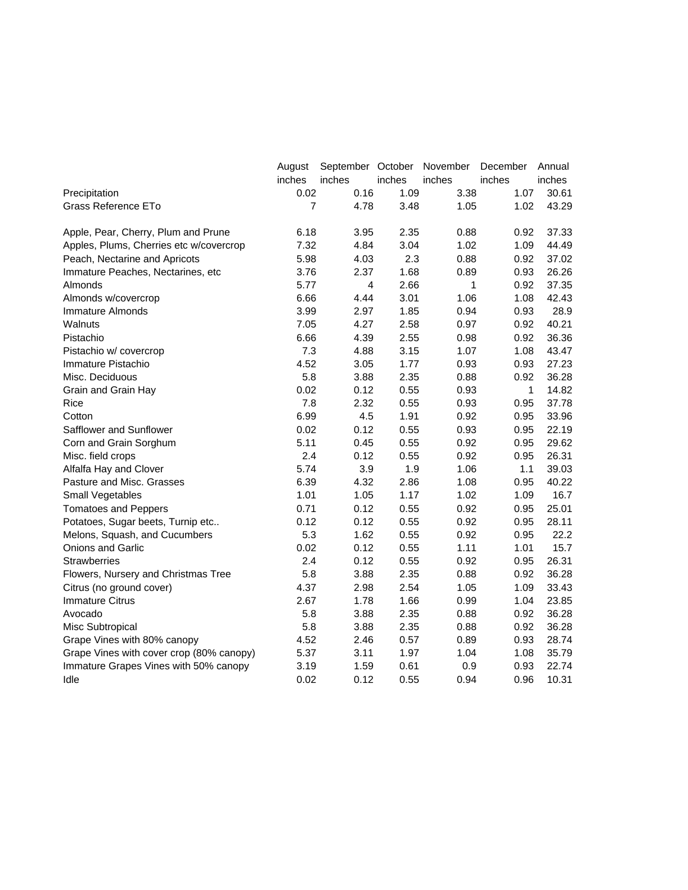| | August inches | September inches | October inches | November inches | December inches | Annual inches |
|---|---|---|---|---|---|---|
| Precipitation | 0.02 | 0.16 | 1.09 | 3.38 | 1.07 | 30.61 |
| Grass Reference ETo | 7 | 4.78 | 3.48 | 1.05 | 1.02 | 43.29 |
| | | | | | | |
| Apple, Pear, Cherry, Plum and Prune | 6.18 | 3.95 | 2.35 | 0.88 | 0.92 | 37.33 |
| Apples, Plums, Cherries etc w/covercrop | 7.32 | 4.84 | 3.04 | 1.02 | 1.09 | 44.49 |
| Peach, Nectarine and Apricots | 5.98 | 4.03 | 2.3 | 0.88 | 0.92 | 37.02 |
| Immature Peaches, Nectarines, etc | 3.76 | 2.37 | 1.68 | 0.89 | 0.93 | 26.26 |
| Almonds | 5.77 | 4 | 2.66 | 1 | 0.92 | 37.35 |
| Almonds w/covercrop | 6.66 | 4.44 | 3.01 | 1.06 | 1.08 | 42.43 |
| Immature Almonds | 3.99 | 2.97 | 1.85 | 0.94 | 0.93 | 28.9 |
| Walnuts | 7.05 | 4.27 | 2.58 | 0.97 | 0.92 | 40.21 |
| Pistachio | 6.66 | 4.39 | 2.55 | 0.98 | 0.92 | 36.36 |
| Pistachio w/ covercrop | 7.3 | 4.88 | 3.15 | 1.07 | 1.08 | 43.47 |
| Immature Pistachio | 4.52 | 3.05 | 1.77 | 0.93 | 0.93 | 27.23 |
| Misc. Deciduous | 5.8 | 3.88 | 2.35 | 0.88 | 0.92 | 36.28 |
| Grain and Grain Hay | 0.02 | 0.12 | 0.55 | 0.93 | 1 | 14.82 |
| Rice | 7.8 | 2.32 | 0.55 | 0.93 | 0.95 | 37.78 |
| Cotton | 6.99 | 4.5 | 1.91 | 0.92 | 0.95 | 33.96 |
| Safflower and Sunflower | 0.02 | 0.12 | 0.55 | 0.93 | 0.95 | 22.19 |
| Corn and Grain Sorghum | 5.11 | 0.45 | 0.55 | 0.92 | 0.95 | 29.62 |
| Misc. field crops | 2.4 | 0.12 | 0.55 | 0.92 | 0.95 | 26.31 |
| Alfalfa Hay and Clover | 5.74 | 3.9 | 1.9 | 1.06 | 1.1 | 39.03 |
| Pasture and Misc. Grasses | 6.39 | 4.32 | 2.86 | 1.08 | 0.95 | 40.22 |
| Small Vegetables | 1.01 | 1.05 | 1.17 | 1.02 | 1.09 | 16.7 |
| Tomatoes and Peppers | 0.71 | 0.12 | 0.55 | 0.92 | 0.95 | 25.01 |
| Potatoes, Sugar beets, Turnip etc.. | 0.12 | 0.12 | 0.55 | 0.92 | 0.95 | 28.11 |
| Melons, Squash, and Cucumbers | 5.3 | 1.62 | 0.55 | 0.92 | 0.95 | 22.2 |
| Onions and Garlic | 0.02 | 0.12 | 0.55 | 1.11 | 1.01 | 15.7 |
| Strawberries | 2.4 | 0.12 | 0.55 | 0.92 | 0.95 | 26.31 |
| Flowers, Nursery and Christmas Tree | 5.8 | 3.88 | 2.35 | 0.88 | 0.92 | 36.28 |
| Citrus (no ground cover) | 4.37 | 2.98 | 2.54 | 1.05 | 1.09 | 33.43 |
| Immature Citrus | 2.67 | 1.78 | 1.66 | 0.99 | 1.04 | 23.85 |
| Avocado | 5.8 | 3.88 | 2.35 | 0.88 | 0.92 | 36.28 |
| Misc Subtropical | 5.8 | 3.88 | 2.35 | 0.88 | 0.92 | 36.28 |
| Grape Vines with 80% canopy | 4.52 | 2.46 | 0.57 | 0.89 | 0.93 | 28.74 |
| Grape Vines with cover crop (80% canopy) | 5.37 | 3.11 | 1.97 | 1.04 | 1.08 | 35.79 |
| Immature Grapes Vines with 50% canopy | 3.19 | 1.59 | 0.61 | 0.9 | 0.93 | 22.74 |
| Idle | 0.02 | 0.12 | 0.55 | 0.94 | 0.96 | 10.31 |